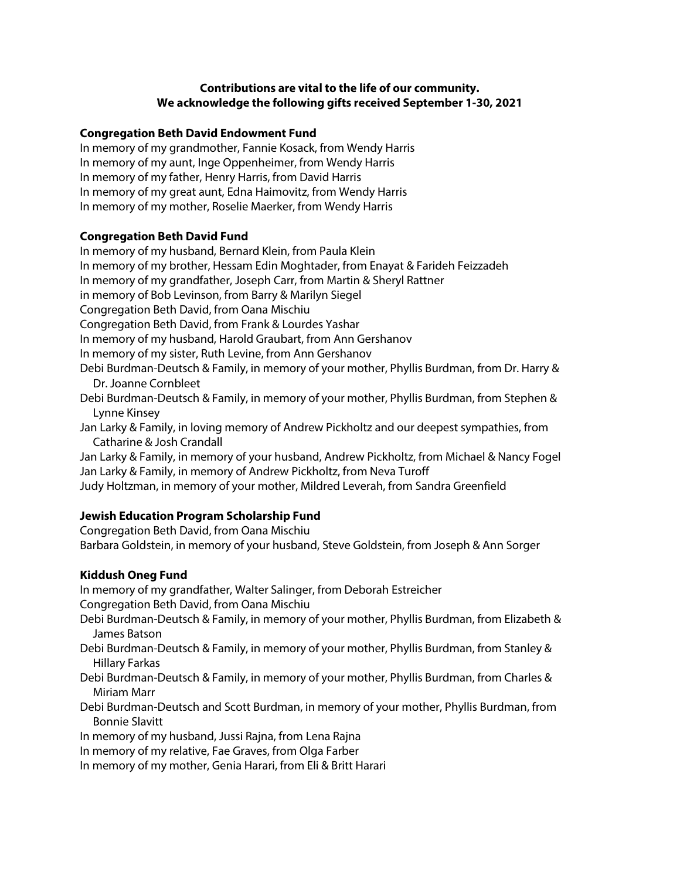**Contributions are vital to the life of our community.**
**We acknowledge the following gifts received September 1-30, 2021**

**Congregation Beth David Endowment Fund**

In memory of my grandmother, Fannie Kosack, from Wendy Harris
In memory of my aunt, Inge Oppenheimer, from Wendy Harris
In memory of my father, Henry Harris, from David Harris
In memory of my great aunt, Edna Haimovitz, from Wendy Harris
In memory of my mother, Roselie Maerker, from Wendy Harris

**Congregation Beth David Fund**

In memory of my husband, Bernard Klein, from Paula Klein
In memory of my brother, Hessam Edin Moghtader, from Enayat & Farideh Feizzadeh
In memory of my grandfather, Joseph Carr, from Martin & Sheryl Rattner
in memory of Bob Levinson, from Barry & Marilyn Siegel
Congregation Beth David, from Oana Mischiu
Congregation Beth David, from Frank & Lourdes Yashar
In memory of my husband, Harold Graubart, from Ann Gershanov
In memory of my sister, Ruth Levine, from Ann Gershanov
Debi Burdman-Deutsch & Family, in memory of your mother, Phyllis Burdman, from Dr. Harry & Dr. Joanne Cornbleet
Debi Burdman-Deutsch & Family, in memory of your mother, Phyllis Burdman, from Stephen & Lynne Kinsey
Jan Larky & Family, in loving memory of Andrew Pickholtz and our deepest sympathies, from Catharine & Josh Crandall
Jan Larky & Family, in memory of your husband, Andrew Pickholtz, from Michael & Nancy Fogel
Jan Larky & Family, in memory of Andrew Pickholtz, from Neva Turoff
Judy Holtzman, in memory of your mother, Mildred Leverah, from Sandra Greenfield

**Jewish Education Program Scholarship Fund**

Congregation Beth David, from Oana Mischiu
Barbara Goldstein, in memory of your husband, Steve Goldstein, from Joseph & Ann Sorger

**Kiddush Oneg Fund**

In memory of my grandfather, Walter Salinger, from Deborah Estreicher
Congregation Beth David, from Oana Mischiu
Debi Burdman-Deutsch & Family, in memory of your mother, Phyllis Burdman, from Elizabeth & James Batson
Debi Burdman-Deutsch & Family, in memory of your mother, Phyllis Burdman, from Stanley & Hillary Farkas
Debi Burdman-Deutsch & Family, in memory of your mother, Phyllis Burdman, from Charles & Miriam Marr
Debi Burdman-Deutsch and Scott Burdman, in memory of your mother, Phyllis Burdman, from Bonnie Slavitt
In memory of my husband, Jussi Rajna, from Lena Rajna
In memory of my relative, Fae Graves, from Olga Farber
In memory of my mother, Genia Harari, from Eli & Britt Harari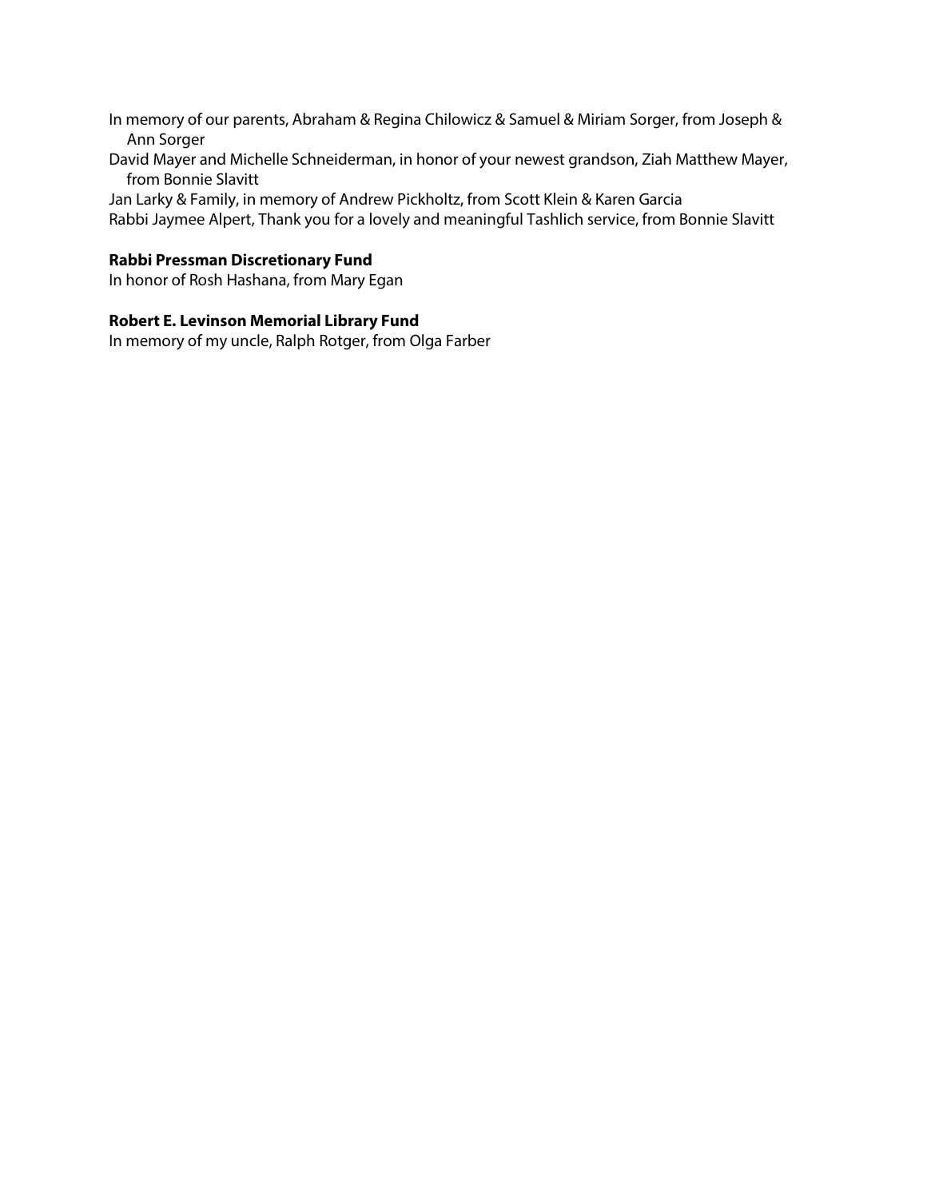In memory of our parents, Abraham & Regina Chilowicz & Samuel & Miriam Sorger, from Joseph & Ann Sorger

David Mayer and Michelle Schneiderman, in honor of your newest grandson, Ziah Matthew Mayer, from Bonnie Slavitt

Jan Larky & Family, in memory of Andrew Pickholtz, from Scott Klein & Karen Garcia

Rabbi Jaymee Alpert, Thank you for a lovely and meaningful Tashlich service, from Bonnie Slavitt

**Rabbi Pressman Discretionary Fund**

In honor of Rosh Hashana, from Mary Egan

**Robert E. Levinson Memorial Library Fund**

In memory of my uncle, Ralph Rotger, from Olga Farber